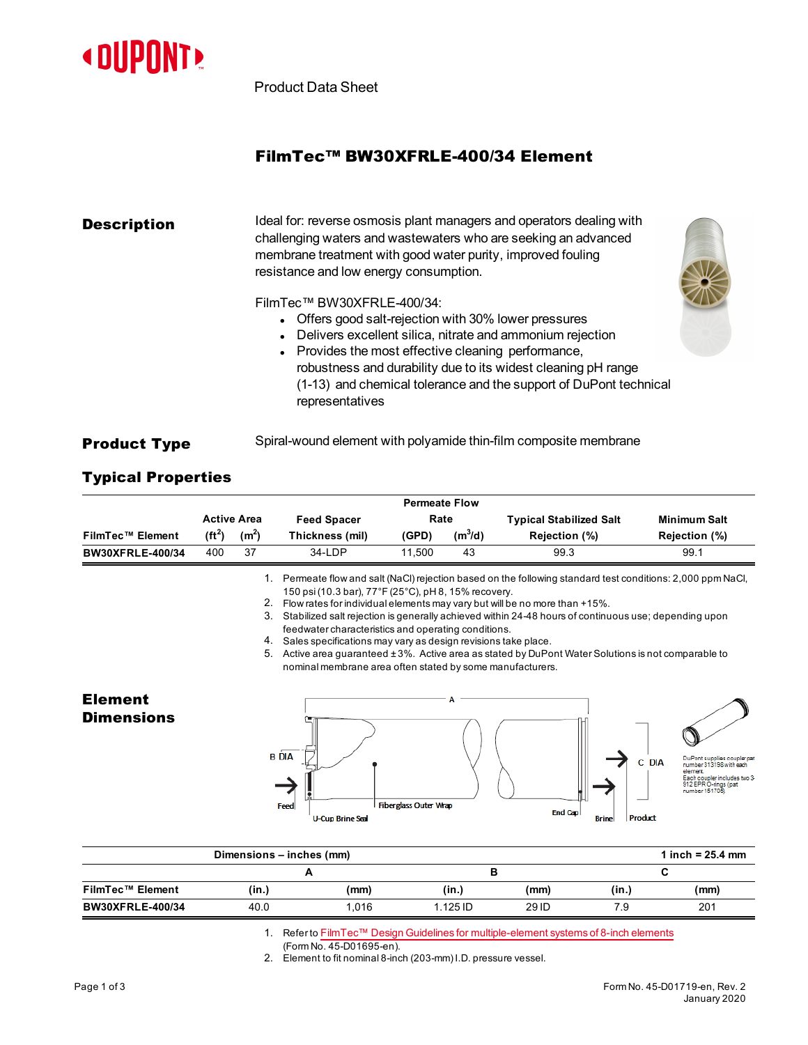Product Data Sheet

# FilmTec™ BW30XFRLE-400/34 Element

## Description

Ideal for: reverse osmosis plant managers and operators dealing with challenging waters and wastewaters who are seeking an advanced membrane treatment with good water purity, improved fouling resistance and low energy consumption.

FilmTec™ BW30XFRLE-400/34:

- Offers good salt-rejection with 30% lower pressures
- Delivers excellent silica, nitrate and ammonium rejection
- Provides the most effective cleaning performance, robustness and durability due to its widest cleaning pH range (1-13) and chemical tolerance and the support of DuPont technical representatives

## Product Type

Spiral-wound element with polyamide thin-film composite membrane

## Typical Properties

| FilmTec™ Element | Active Area ($ft^2$) | Active Area ($m^2$) | Feed Spacer Thickness (mil) | Permeate Flow Rate (GPD) | Permeate Flow Rate ($m^3/d$) | Typical Stabilized Salt Rejection (%) | Minimum Salt Rejection (%) |
|---|---|---|---|---|---|---|---|
| BW30XFRLE-400/34 | 400 | 37 | 34-LDP | 11,500 | 43 | 99.3 | 99.1 |

1. Permeate flow and salt (NaCl) rejection based on the following standard test conditions: 2,000 ppm NaCl, 150 psi (10.3 bar), 77°F (25°C), pH 8, 15% recovery.
2. Flow rates for individual elements may vary but will be no more than +15%.
3. Stabilized salt rejection is generally achieved within 24-48 hours of continuous use; depending upon feedwater characteristics and operating conditions.
4. Sales specifications may vary as design revisions take place.
5. Active area guaranteed ±3%. Active area as stated by DuPont Water Solutions is not comparable to nominal membrane area often stated by some manufacturers.

## Element Dimensions

A, B DIA, C DIA, Feed, U-Cup Brine Seal, Fiberglass Outer Wrap, End Cap, Brine, Product

DuPont supplies coupler part number 313198 with each element. Each coupler includes two 3-912 EPR O-rings (part number 151705)

| Dimensions – inches (mm) | | | | | 1 inch = 25.4 mm |
|---|---|---|---|---|---|
| | A | | B | | C |
| **FilmTec™ Element** | **(in.)** | **(mm)** | **(in.)** | **(mm)** | **(in.)** | **(mm)** |
| BW30XFRLE-400/34 | 40.0 | 1,016 | 1.125 ID | 29 ID | 7.9 | 201 |

1. Refer to FilmTec™ Design Guidelines for multiple-element systems of 8-inch elements (Form No. 45-D01695-en).
2. Element to fit nominal 8-inch (203-mm) I.D. pressure vessel.

Form No. 45-D01719-en, Rev. 2
January 2020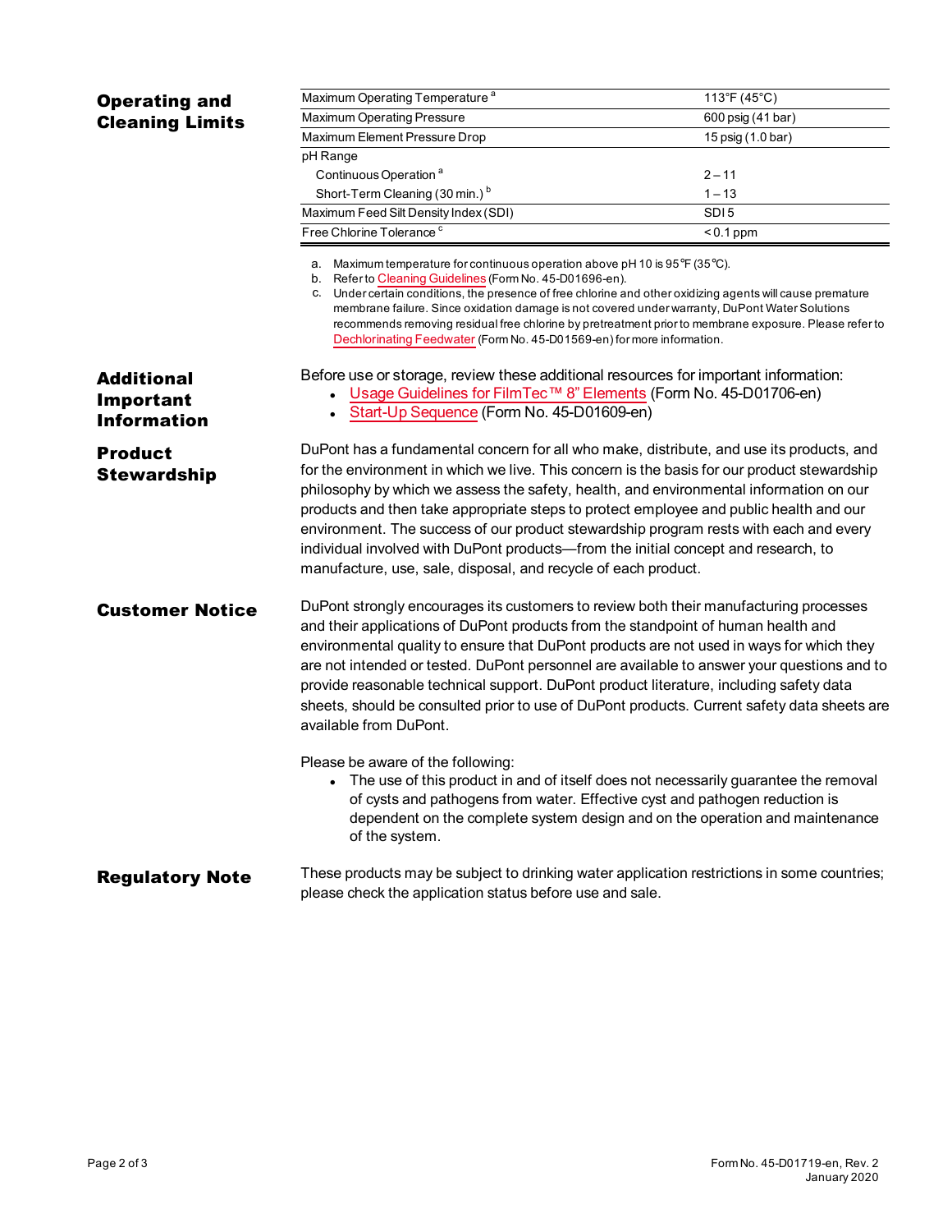## Operating and Cleaning Limits

| | |
|---|---|
| Maximum Operating Temperature [a] | 113°F (45°C) |
| Maximum Operating Pressure | 600 psig (41 bar) |
| Maximum Element Pressure Drop | 15 psig (1.0 bar) |
| pH Range | |
| Continuous Operation [a] | 2 – 11 |
| Short-Term Cleaning (30 min.) [b] | 1 – 13 |
| Maximum Feed Silt Density Index (SDI) | SDI 5 |
| Free Chlorine Tolerance [c] | < 0.1 ppm |

a. Maximum temperature for continuous operation above pH 10 is 95°F (35°C).
b. Refer to Cleaning Guidelines (Form No. 45-D01696-en).
c. Under certain conditions, the presence of free chlorine and other oxidizing agents will cause premature membrane failure. Since oxidation damage is not covered under warranty, DuPont Water Solutions recommends removing residual free chlorine by pretreatment prior to membrane exposure. Please refer to Dechlorinating Feedwater (Form No. 45-D01569-en) for more information.

## Additional Important Information

Before use or storage, review these additional resources for important information:

- Usage Guidelines for FilmTec™ 8" Elements (Form No. 45-D01706-en)
- Start-Up Sequence (Form No. 45-D01609-en)

## Product Stewardship

DuPont has a fundamental concern for all who make, distribute, and use its products, and for the environment in which we live. This concern is the basis for our product stewardship philosophy by which we assess the safety, health, and environmental information on our products and then take appropriate steps to protect employee and public health and our environment. The success of our product stewardship program rests with each and every individual involved with DuPont products—from the initial concept and research, to manufacture, use, sale, disposal, and recycle of each product.

## Customer Notice

DuPont strongly encourages its customers to review both their manufacturing processes and their applications of DuPont products from the standpoint of human health and environmental quality to ensure that DuPont products are not used in ways for which they are not intended or tested. DuPont personnel are available to answer your questions and to provide reasonable technical support. DuPont product literature, including safety data sheets, should be consulted prior to use of DuPont products. Current safety data sheets are available from DuPont.

Please be aware of the following:

- The use of this product in and of itself does not necessarily guarantee the removal of cysts and pathogens from water. Effective cyst and pathogen reduction is dependent on the complete system design and on the operation and maintenance of the system.

## Regulatory Note

These products may be subject to drinking water application restrictions in some countries; please check the application status before use and sale.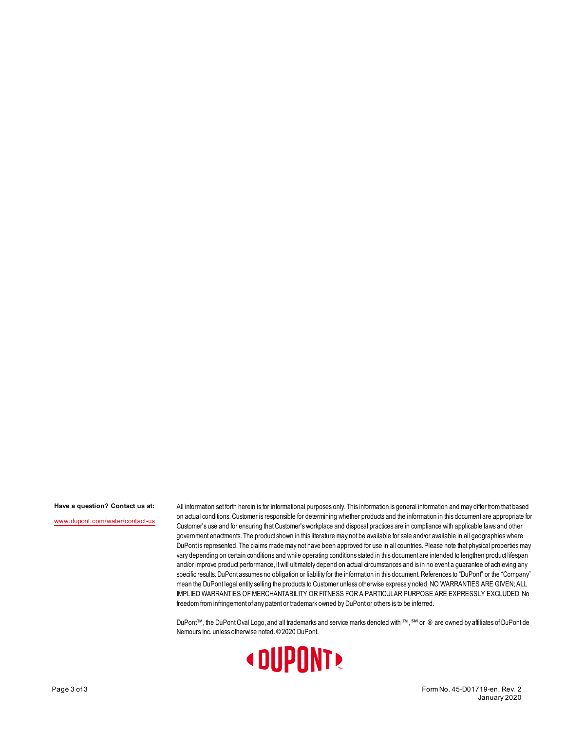**Have a question? Contact us at:**

www.dupont.com/water/contact-us

All information set forth herein is for informational purposes only. This information is general information and may differ from that based on actual conditions. Customer is responsible for determining whether products and the information in this document are appropriate for Customer's use and for ensuring that Customer's workplace and disposal practices are in compliance with applicable laws and other government enactments. The product shown in this literature may not be available for sale and/or available in all geographies where DuPont is represented. The claims made may not have been approved for use in all countries. Please note that physical properties may vary depending on certain conditions and while operating conditions stated in this document are intended to lengthen product lifespan and/or improve product performance, it will ultimately depend on actual circumstances and is in no event a guarantee of achieving any specific results. DuPont assumes no obligation or liability for the information in this document. References to "DuPont" or the "Company" mean the DuPont legal entity selling the products to Customer unless otherwise expressly noted. NO WARRANTIES ARE GIVEN; ALL IMPLIED WARRANTIES OF MERCHANTABILITY OR FITNESS FOR A PARTICULAR PURPOSE ARE EXPRESSLY EXCLUDED. No freedom from infringement of any patent or trademark owned by DuPont or others is to be inferred.

DuPont™, the DuPont Oval Logo, and all trademarks and service marks denoted with ™, ℠ or ® are owned by affiliates of DuPont de Nemours Inc. unless otherwise noted. © 2020 DuPont.

Form No. 45-D01719-en, Rev. 2
January 2020